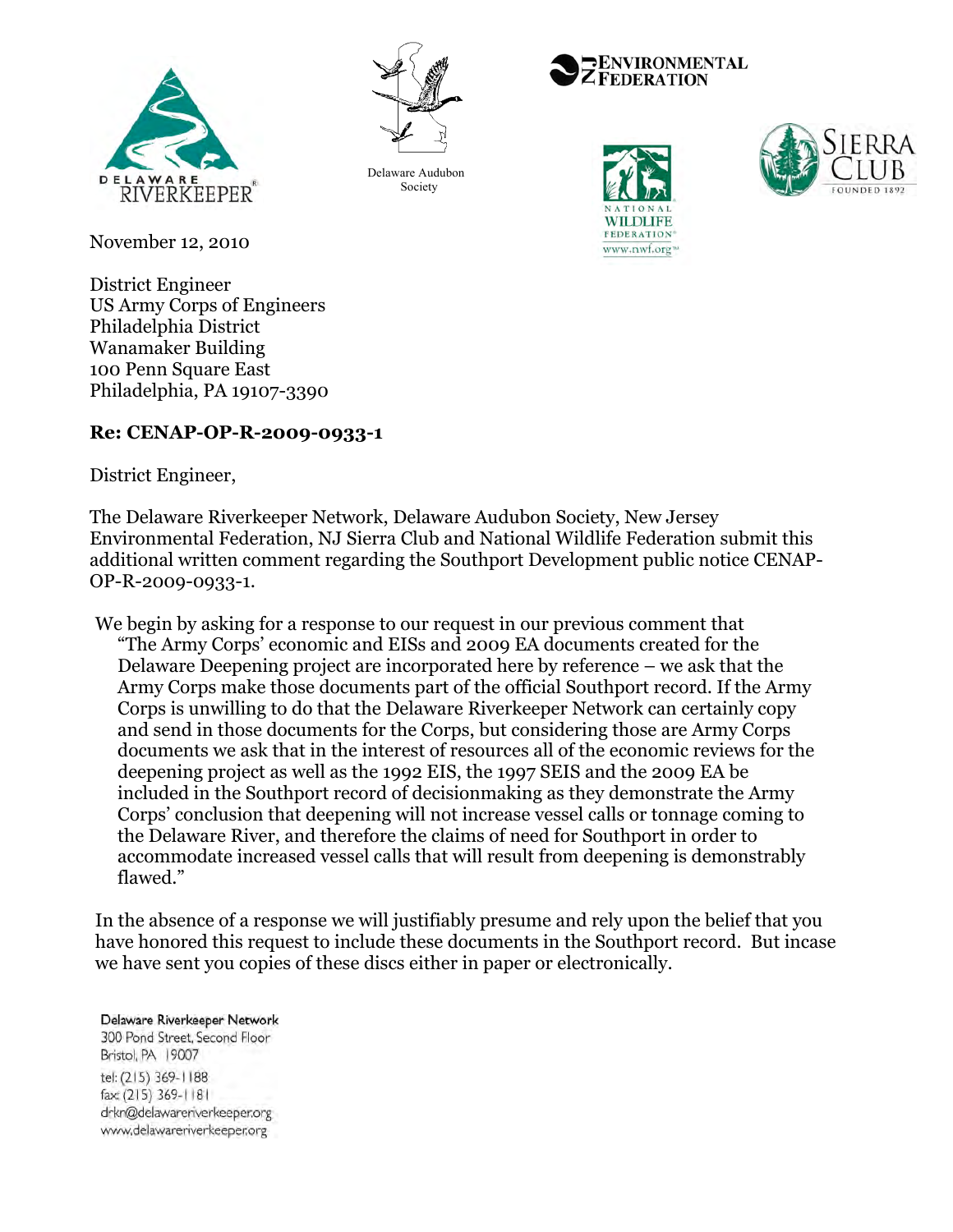DELAWARE RIVERKEEPER®

Delaware Audubon Society

ENVIRONMENTAL FEDERATION

NATIONAL WILDLIFE FEDERATION® www.nwf.org™

SIERRA CLUB FOUNDED 1892

November 12, 2010

District Engineer
US Army Corps of Engineers
Philadelphia District
Wanamaker Building
100 Penn Square East
Philadelphia, PA 19107-3390

**Re: CENAP-OP-R-2009-0933-1**

District Engineer,

The Delaware Riverkeeper Network, Delaware Audubon Society, New Jersey Environmental Federation, NJ Sierra Club and National Wildlife Federation submit this additional written comment regarding the Southport Development public notice CENAP-OP-R-2009-0933-1.

We begin by asking for a response to our request in our previous comment that

> "The Army Corps' economic and EISs and 2009 EA documents created for the Delaware Deepening project are incorporated here by reference – we ask that the Army Corps make those documents part of the official Southport record. If the Army Corps is unwilling to do that the Delaware Riverkeeper Network can certainly copy and send in those documents for the Corps, but considering those are Army Corps documents we ask that in the interest of resources all of the economic reviews for the deepening project as well as the 1992 EIS, the 1997 SEIS and the 2009 EA be included in the Southport record of decisionmaking as they demonstrate the Army Corps' conclusion that deepening will not increase vessel calls or tonnage coming to the Delaware River, and therefore the claims of need for Southport in order to accommodate increased vessel calls that will result from deepening is demonstrably flawed."

In the absence of a response we will justifiably presume and rely upon the belief that you have honored this request to include these documents in the Southport record. But incase we have sent you copies of these discs either in paper or electronically.

Delaware Riverkeeper Network
300 Pond Street, Second Floor
Bristol, PA 19007
tel: (215) 369-1188
fax: (215) 369-1181
drkn@delawareriverkeeper.org
www.delawareriverkeeper.org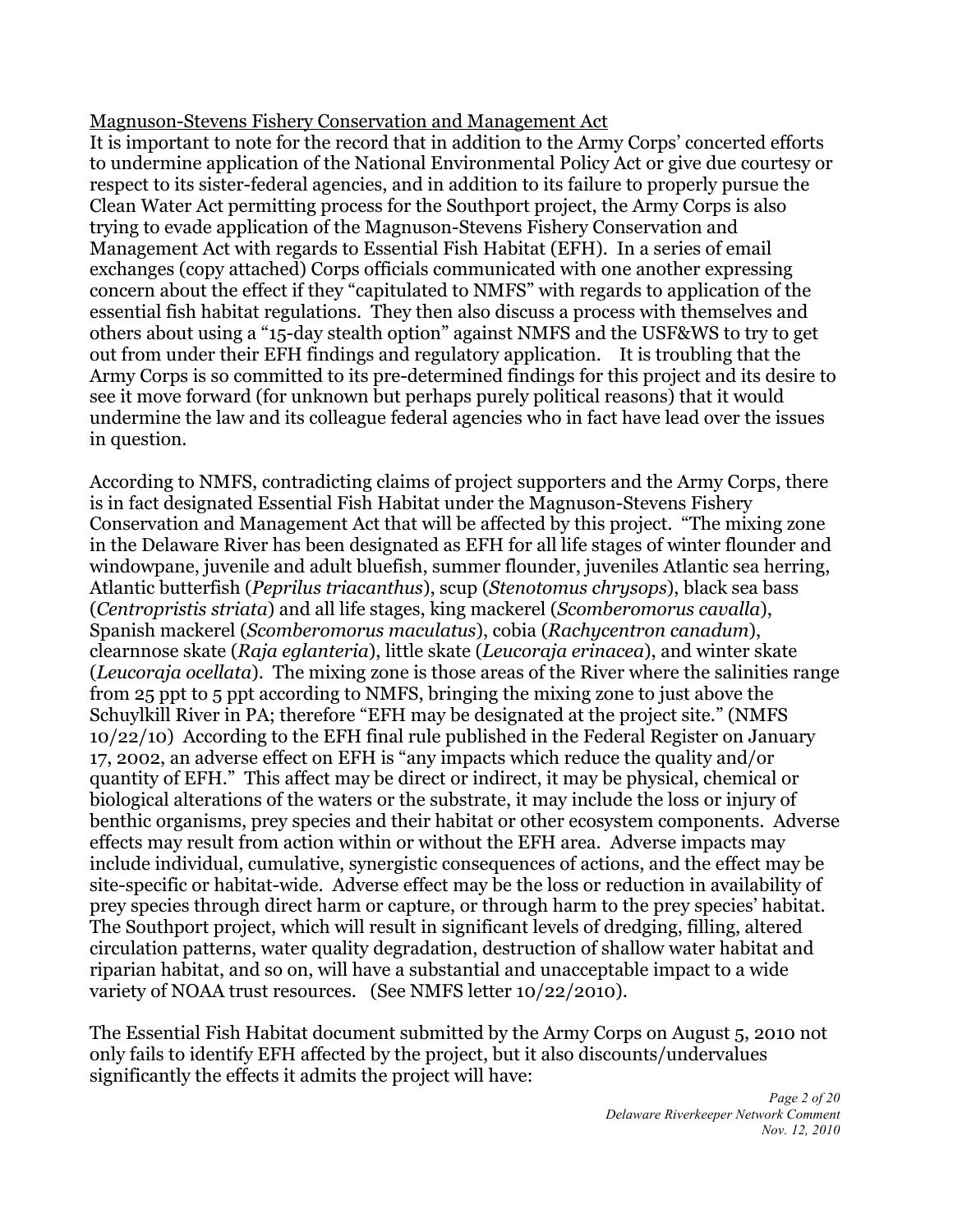Magnuson-Stevens Fishery Conservation and Management Act

It is important to note for the record that in addition to the Army Corps' concerted efforts to undermine application of the National Environmental Policy Act or give due courtesy or respect to its sister-federal agencies, and in addition to its failure to properly pursue the Clean Water Act permitting process for the Southport project, the Army Corps is also trying to evade application of the Magnuson-Stevens Fishery Conservation and Management Act with regards to Essential Fish Habitat (EFH). In a series of email exchanges (copy attached) Corps officials communicated with one another expressing concern about the effect if they "capitulated to NMFS" with regards to application of the essential fish habitat regulations. They then also discuss a process with themselves and others about using a "15-day stealth option" against NMFS and the USF&WS to try to get out from under their EFH findings and regulatory application. It is troubling that the Army Corps is so committed to its pre-determined findings for this project and its desire to see it move forward (for unknown but perhaps purely political reasons) that it would undermine the law and its colleague federal agencies who in fact have lead over the issues in question.

According to NMFS, contradicting claims of project supporters and the Army Corps, there is in fact designated Essential Fish Habitat under the Magnuson-Stevens Fishery Conservation and Management Act that will be affected by this project. "The mixing zone in the Delaware River has been designated as EFH for all life stages of winter flounder and windowpane, juvenile and adult bluefish, summer flounder, juveniles Atlantic sea herring, Atlantic butterfish (*Peprilus triacanthus*), scup (*Stenotomus chrysops*), black sea bass (*Centropristis striata*) and all life stages, king mackerel (*Scomberomorus cavalla*), Spanish mackerel (*Scomberomorus maculatus*), cobia (*Rachycentron canadum*), clearnnose skate (*Raja eglanteria*), little skate (*Leucoraja erinacea*), and winter skate (*Leucoraja ocellata*). The mixing zone is those areas of the River where the salinities range from 25 ppt to 5 ppt according to NMFS, bringing the mixing zone to just above the Schuylkill River in PA; therefore "EFH may be designated at the project site." (NMFS 10/22/10) According to the EFH final rule published in the Federal Register on January 17, 2002, an adverse effect on EFH is "any impacts which reduce the quality and/or quantity of EFH." This affect may be direct or indirect, it may be physical, chemical or biological alterations of the waters or the substrate, it may include the loss or injury of benthic organisms, prey species and their habitat or other ecosystem components. Adverse effects may result from action within or without the EFH area. Adverse impacts may include individual, cumulative, synergistic consequences of actions, and the effect may be site-specific or habitat-wide. Adverse effect may be the loss or reduction in availability of prey species through direct harm or capture, or through harm to the prey species' habitat. The Southport project, which will result in significant levels of dredging, filling, altered circulation patterns, water quality degradation, destruction of shallow water habitat and riparian habitat, and so on, will have a substantial and unacceptable impact to a wide variety of NOAA trust resources. (See NMFS letter 10/22/2010).

The Essential Fish Habitat document submitted by the Army Corps on August 5, 2010 not only fails to identify EFH affected by the project, but it also discounts/undervalues significantly the effects it admits the project will have: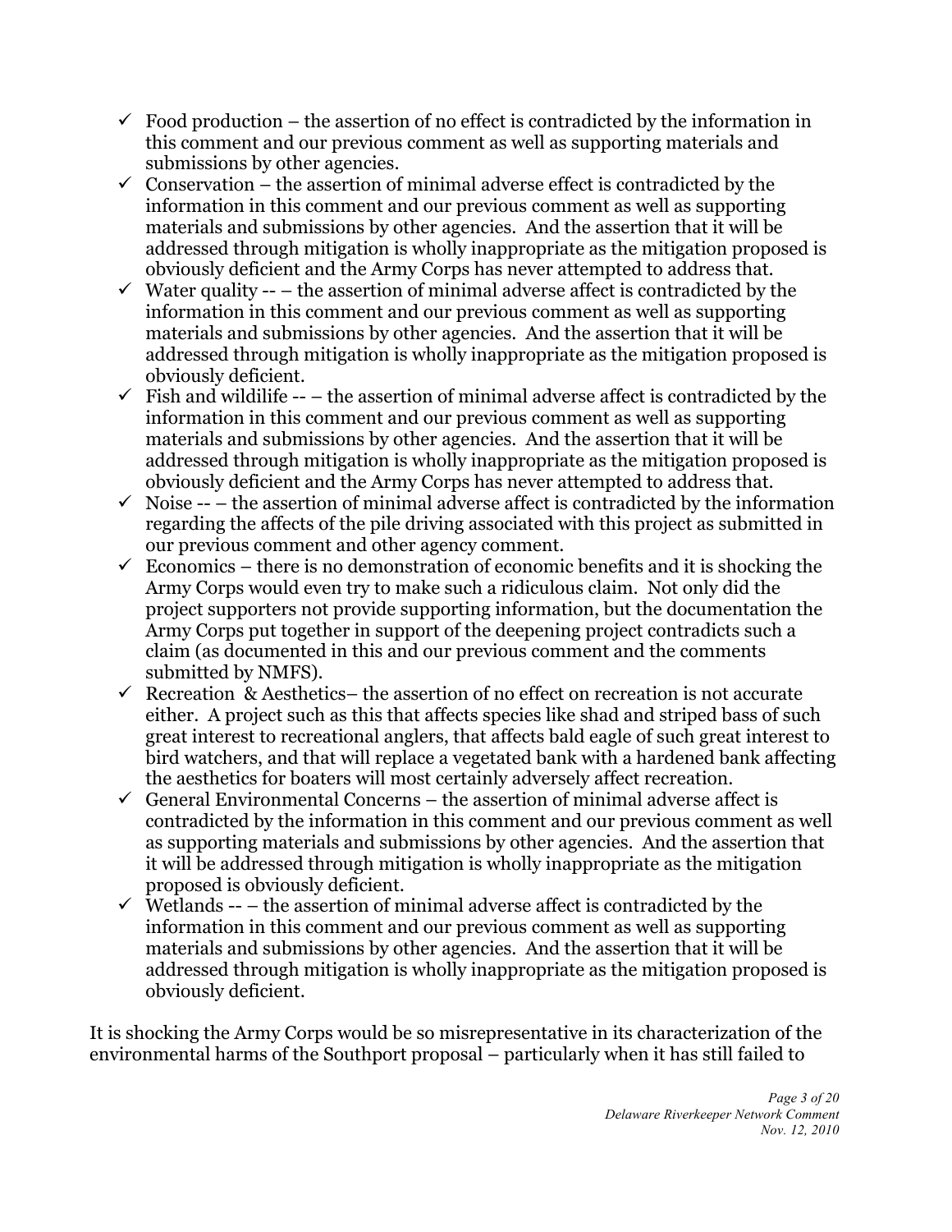- ✓ Food production – the assertion of no effect is contradicted by the information in this comment and our previous comment as well as supporting materials and submissions by other agencies.
- ✓ Conservation – the assertion of minimal adverse effect is contradicted by the information in this comment and our previous comment as well as supporting materials and submissions by other agencies. And the assertion that it will be addressed through mitigation is wholly inappropriate as the mitigation proposed is obviously deficient and the Army Corps has never attempted to address that.
- ✓ Water quality -- – the assertion of minimal adverse affect is contradicted by the information in this comment and our previous comment as well as supporting materials and submissions by other agencies. And the assertion that it will be addressed through mitigation is wholly inappropriate as the mitigation proposed is obviously deficient.
- ✓ Fish and wildilife -- – the assertion of minimal adverse affect is contradicted by the information in this comment and our previous comment as well as supporting materials and submissions by other agencies. And the assertion that it will be addressed through mitigation is wholly inappropriate as the mitigation proposed is obviously deficient and the Army Corps has never attempted to address that.
- ✓ Noise -- – the assertion of minimal adverse affect is contradicted by the information regarding the affects of the pile driving associated with this project as submitted in our previous comment and other agency comment.
- ✓ Economics – there is no demonstration of economic benefits and it is shocking the Army Corps would even try to make such a ridiculous claim. Not only did the project supporters not provide supporting information, but the documentation the Army Corps put together in support of the deepening project contradicts such a claim (as documented in this and our previous comment and the comments submitted by NMFS).
- ✓ Recreation & Aesthetics– the assertion of no effect on recreation is not accurate either. A project such as this that affects species like shad and striped bass of such great interest to recreational anglers, that affects bald eagle of such great interest to bird watchers, and that will replace a vegetated bank with a hardened bank affecting the aesthetics for boaters will most certainly adversely affect recreation.
- ✓ General Environmental Concerns – the assertion of minimal adverse affect is contradicted by the information in this comment and our previous comment as well as supporting materials and submissions by other agencies. And the assertion that it will be addressed through mitigation is wholly inappropriate as the mitigation proposed is obviously deficient.
- ✓ Wetlands -- – the assertion of minimal adverse affect is contradicted by the information in this comment and our previous comment as well as supporting materials and submissions by other agencies. And the assertion that it will be addressed through mitigation is wholly inappropriate as the mitigation proposed is obviously deficient.

It is shocking the Army Corps would be so misrepresentative in its characterization of the environmental harms of the Southport proposal – particularly when it has still failed to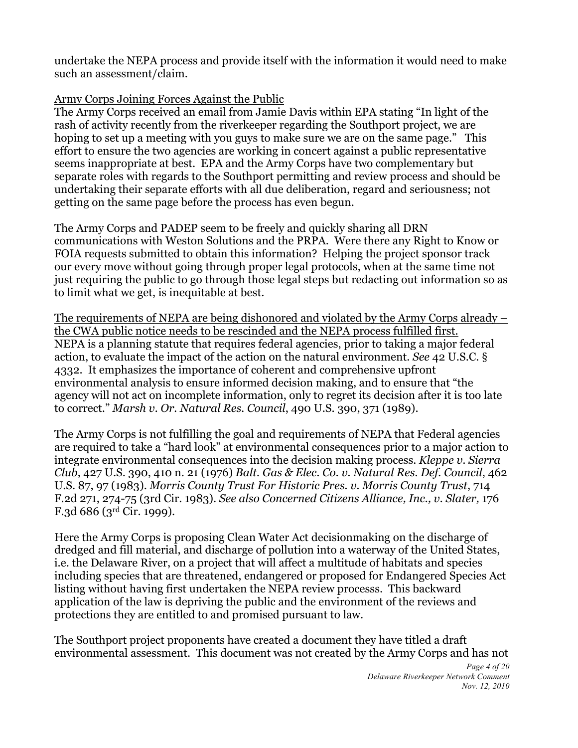undertake the NEPA process and provide itself with the information it would need to make such an assessment/claim.

Army Corps Joining Forces Against the Public

The Army Corps received an email from Jamie Davis within EPA stating "In light of the rash of activity recently from the riverkeeper regarding the Southport project, we are hoping to set up a meeting with you guys to make sure we are on the same page." This effort to ensure the two agencies are working in concert against a public representative seems inappropriate at best. EPA and the Army Corps have two complementary but separate roles with regards to the Southport permitting and review process and should be undertaking their separate efforts with all due deliberation, regard and seriousness; not getting on the same page before the process has even begun.

The Army Corps and PADEP seem to be freely and quickly sharing all DRN communications with Weston Solutions and the PRPA. Were there any Right to Know or FOIA requests submitted to obtain this information? Helping the project sponsor track our every move without going through proper legal protocols, when at the same time not just requiring the public to go through those legal steps but redacting out information so as to limit what we get, is inequitable at best.

The requirements of NEPA are being dishonored and violated by the Army Corps already – the CWA public notice needs to be rescinded and the NEPA process fulfilled first.

NEPA is a planning statute that requires federal agencies, prior to taking a major federal action, to evaluate the impact of the action on the natural environment. *See* 42 U.S.C. § 4332. It emphasizes the importance of coherent and comprehensive upfront environmental analysis to ensure informed decision making, and to ensure that "the agency will not act on incomplete information, only to regret its decision after it is too late to correct." *Marsh v. Or. Natural Res. Council*, 490 U.S. 390, 371 (1989).

The Army Corps is not fulfilling the goal and requirements of NEPA that Federal agencies are required to take a "hard look" at environmental consequences prior to a major action to integrate environmental consequences into the decision making process. *Kleppe v. Sierra Club*, 427 U.S. 390, 410 n. 21 (1976) *Balt. Gas & Elec. Co. v. Natural Res. Def. Council*, 462 U.S. 87, 97 (1983). *Morris County Trust For Historic Pres. v. Morris County Trust*, 714 F.2d 271, 274-75 (3rd Cir. 1983). *See also Concerned Citizens Alliance, Inc., v. Slater,* 176 F.3d 686 (3rd Cir. 1999).

Here the Army Corps is proposing Clean Water Act decisionmaking on the discharge of dredged and fill material, and discharge of pollution into a waterway of the United States, i.e. the Delaware River, on a project that will affect a multitude of habitats and species including species that are threatened, endangered or proposed for Endangered Species Act listing without having first undertaken the NEPA review processs. This backward application of the law is depriving the public and the environment of the reviews and protections they are entitled to and promised pursuant to law.

The Southport project proponents have created a document they have titled a draft environmental assessment. This document was not created by the Army Corps and has not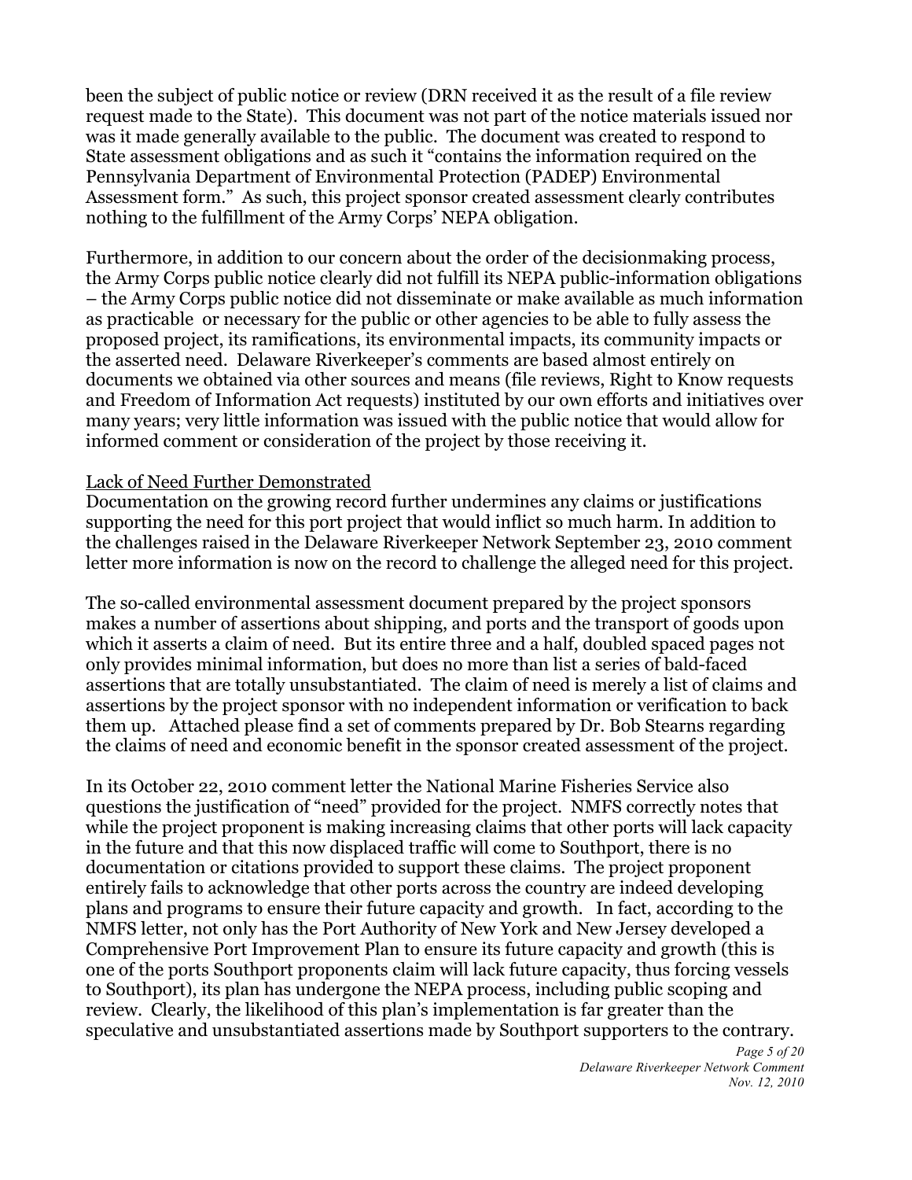been the subject of public notice or review (DRN received it as the result of a file review request made to the State). This document was not part of the notice materials issued nor was it made generally available to the public. The document was created to respond to State assessment obligations and as such it "contains the information required on the Pennsylvania Department of Environmental Protection (PADEP) Environmental Assessment form." As such, this project sponsor created assessment clearly contributes nothing to the fulfillment of the Army Corps' NEPA obligation.

Furthermore, in addition to our concern about the order of the decisionmaking process, the Army Corps public notice clearly did not fulfill its NEPA public-information obligations – the Army Corps public notice did not disseminate or make available as much information as practicable or necessary for the public or other agencies to be able to fully assess the proposed project, its ramifications, its environmental impacts, its community impacts or the asserted need. Delaware Riverkeeper's comments are based almost entirely on documents we obtained via other sources and means (file reviews, Right to Know requests and Freedom of Information Act requests) instituted by our own efforts and initiatives over many years; very little information was issued with the public notice that would allow for informed comment or consideration of the project by those receiving it.

Lack of Need Further Demonstrated

Documentation on the growing record further undermines any claims or justifications supporting the need for this port project that would inflict so much harm. In addition to the challenges raised in the Delaware Riverkeeper Network September 23, 2010 comment letter more information is now on the record to challenge the alleged need for this project.

The so-called environmental assessment document prepared by the project sponsors makes a number of assertions about shipping, and ports and the transport of goods upon which it asserts a claim of need. But its entire three and a half, doubled spaced pages not only provides minimal information, but does no more than list a series of bald-faced assertions that are totally unsubstantiated. The claim of need is merely a list of claims and assertions by the project sponsor with no independent information or verification to back them up. Attached please find a set of comments prepared by Dr. Bob Stearns regarding the claims of need and economic benefit in the sponsor created assessment of the project.

In its October 22, 2010 comment letter the National Marine Fisheries Service also questions the justification of "need" provided for the project. NMFS correctly notes that while the project proponent is making increasing claims that other ports will lack capacity in the future and that this now displaced traffic will come to Southport, there is no documentation or citations provided to support these claims. The project proponent entirely fails to acknowledge that other ports across the country are indeed developing plans and programs to ensure their future capacity and growth. In fact, according to the NMFS letter, not only has the Port Authority of New York and New Jersey developed a Comprehensive Port Improvement Plan to ensure its future capacity and growth (this is one of the ports Southport proponents claim will lack future capacity, thus forcing vessels to Southport), its plan has undergone the NEPA process, including public scoping and review. Clearly, the likelihood of this plan's implementation is far greater than the speculative and unsubstantiated assertions made by Southport supporters to the contrary.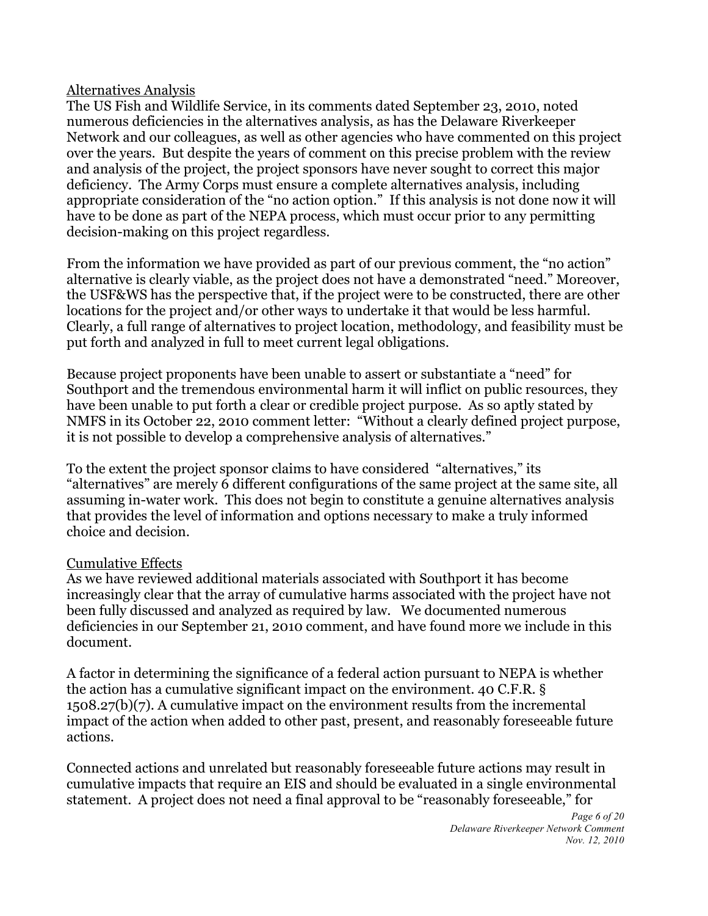Alternatives Analysis

The US Fish and Wildlife Service, in its comments dated September 23, 2010, noted numerous deficiencies in the alternatives analysis, as has the Delaware Riverkeeper Network and our colleagues, as well as other agencies who have commented on this project over the years. But despite the years of comment on this precise problem with the review and analysis of the project, the project sponsors have never sought to correct this major deficiency. The Army Corps must ensure a complete alternatives analysis, including appropriate consideration of the "no action option." If this analysis is not done now it will have to be done as part of the NEPA process, which must occur prior to any permitting decision-making on this project regardless.

From the information we have provided as part of our previous comment, the "no action" alternative is clearly viable, as the project does not have a demonstrated "need." Moreover, the USF&WS has the perspective that, if the project were to be constructed, there are other locations for the project and/or other ways to undertake it that would be less harmful. Clearly, a full range of alternatives to project location, methodology, and feasibility must be put forth and analyzed in full to meet current legal obligations.

Because project proponents have been unable to assert or substantiate a "need" for Southport and the tremendous environmental harm it will inflict on public resources, they have been unable to put forth a clear or credible project purpose. As so aptly stated by NMFS in its October 22, 2010 comment letter: "Without a clearly defined project purpose, it is not possible to develop a comprehensive analysis of alternatives."

To the extent the project sponsor claims to have considered "alternatives," its "alternatives" are merely 6 different configurations of the same project at the same site, all assuming in-water work. This does not begin to constitute a genuine alternatives analysis that provides the level of information and options necessary to make a truly informed choice and decision.

Cumulative Effects

As we have reviewed additional materials associated with Southport it has become increasingly clear that the array of cumulative harms associated with the project have not been fully discussed and analyzed as required by law. We documented numerous deficiencies in our September 21, 2010 comment, and have found more we include in this document.

A factor in determining the significance of a federal action pursuant to NEPA is whether the action has a cumulative significant impact on the environment. 40 C.F.R. § 1508.27(b)(7). A cumulative impact on the environment results from the incremental impact of the action when added to other past, present, and reasonably foreseeable future actions.

Connected actions and unrelated but reasonably foreseeable future actions may result in cumulative impacts that require an EIS and should be evaluated in a single environmental statement. A project does not need a final approval to be "reasonably foreseeable," for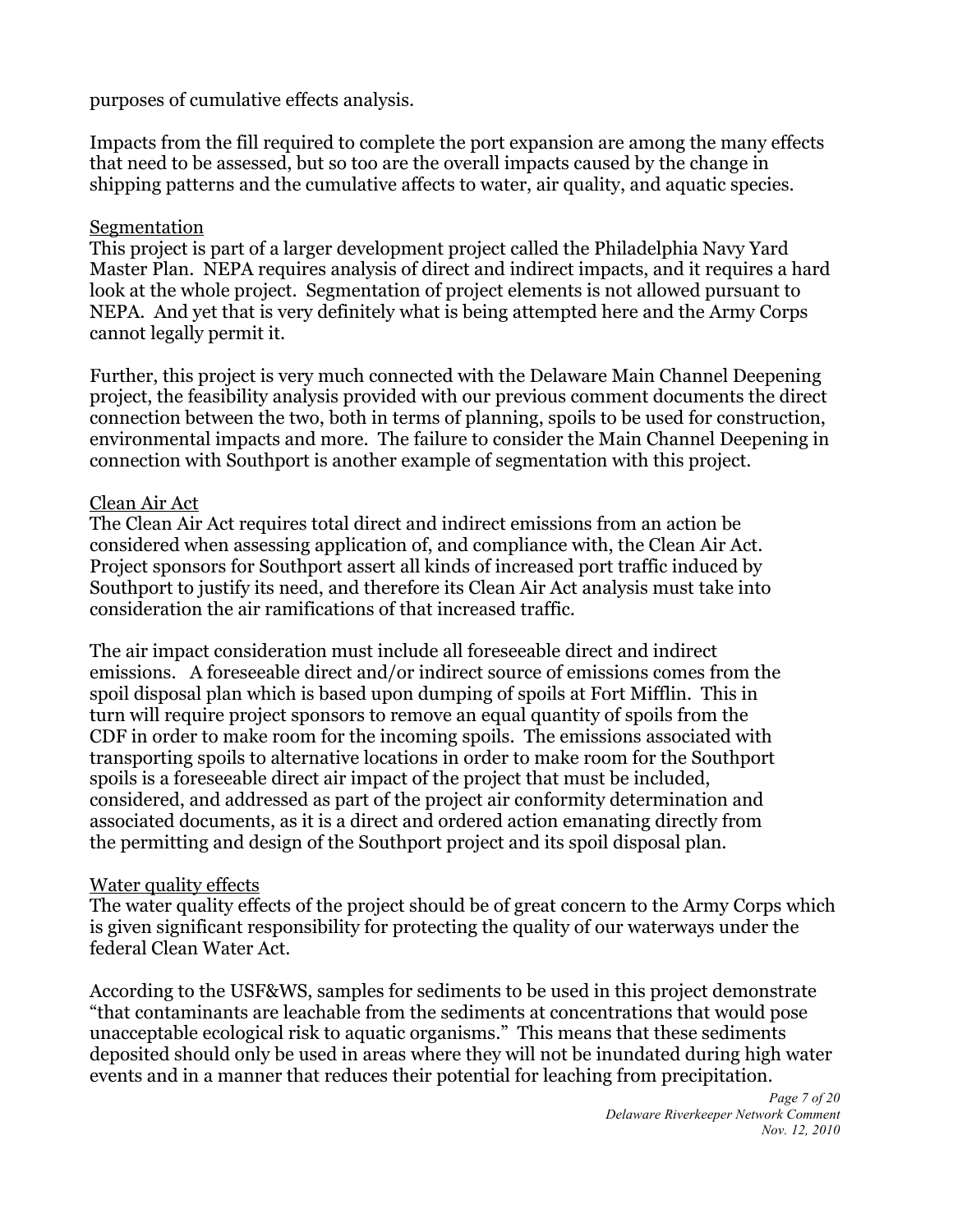purposes of cumulative effects analysis.

Impacts from the fill required to complete the port expansion are among the many effects that need to be assessed, but so too are the overall impacts caused by the change in shipping patterns and the cumulative affects to water, air quality, and aquatic species.

<u>Segmentation</u>

This project is part of a larger development project called the Philadelphia Navy Yard Master Plan. NEPA requires analysis of direct and indirect impacts, and it requires a hard look at the whole project. Segmentation of project elements is not allowed pursuant to NEPA. And yet that is very definitely what is being attempted here and the Army Corps cannot legally permit it.

Further, this project is very much connected with the Delaware Main Channel Deepening project, the feasibility analysis provided with our previous comment documents the direct connection between the two, both in terms of planning, spoils to be used for construction, environmental impacts and more. The failure to consider the Main Channel Deepening in connection with Southport is another example of segmentation with this project.

<u>Clean Air Act</u>

The Clean Air Act requires total direct and indirect emissions from an action be considered when assessing application of, and compliance with, the Clean Air Act. Project sponsors for Southport assert all kinds of increased port traffic induced by Southport to justify its need, and therefore its Clean Air Act analysis must take into consideration the air ramifications of that increased traffic.

The air impact consideration must include all foreseeable direct and indirect emissions. A foreseeable direct and/or indirect source of emissions comes from the spoil disposal plan which is based upon dumping of spoils at Fort Mifflin. This in turn will require project sponsors to remove an equal quantity of spoils from the CDF in order to make room for the incoming spoils. The emissions associated with transporting spoils to alternative locations in order to make room for the Southport spoils is a foreseeable direct air impact of the project that must be included, considered, and addressed as part of the project air conformity determination and associated documents, as it is a direct and ordered action emanating directly from the permitting and design of the Southport project and its spoil disposal plan.

<u>Water quality effects</u>

The water quality effects of the project should be of great concern to the Army Corps which is given significant responsibility for protecting the quality of our waterways under the federal Clean Water Act.

According to the USF&WS, samples for sediments to be used in this project demonstrate "that contaminants are leachable from the sediments at concentrations that would pose unacceptable ecological risk to aquatic organisms." This means that these sediments deposited should only be used in areas where they will not be inundated during high water events and in a manner that reduces their potential for leaching from precipitation.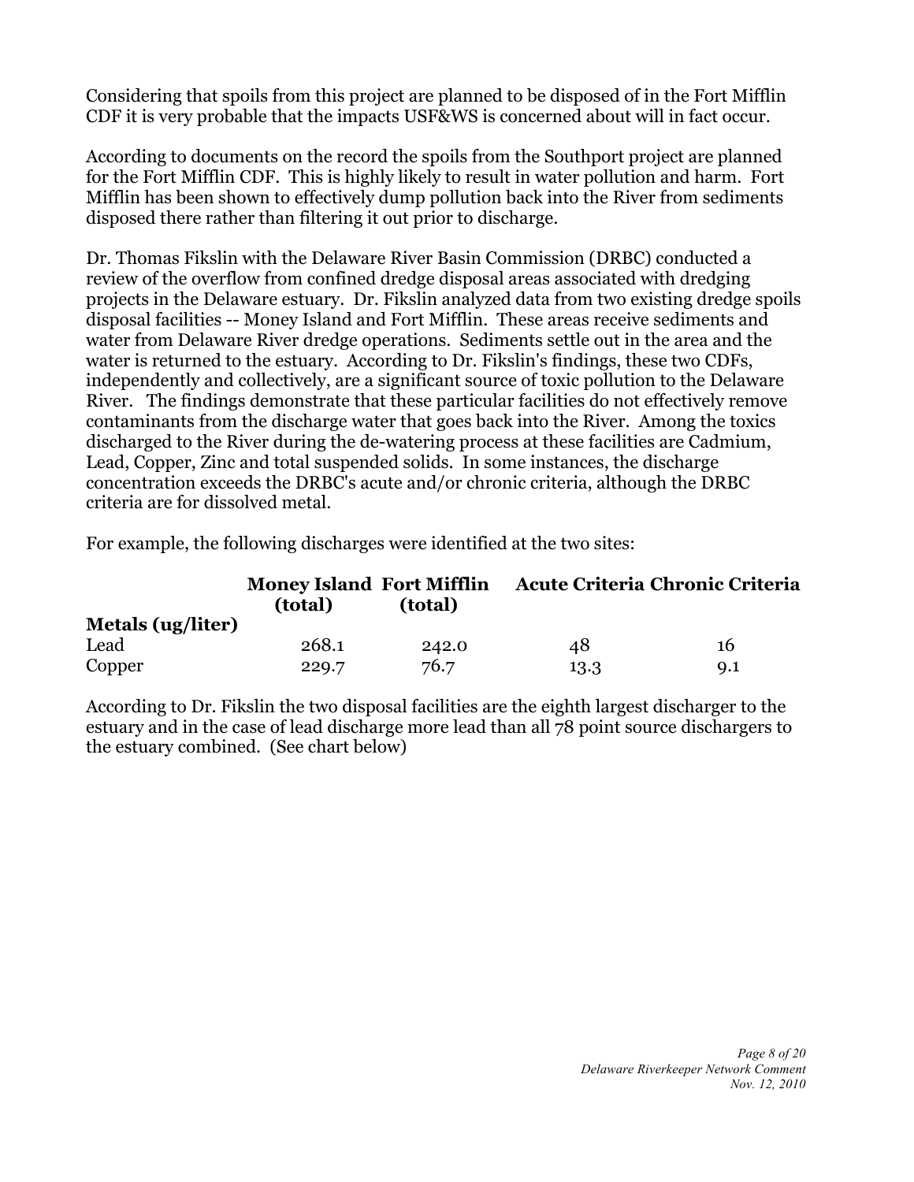Considering that spoils from this project are planned to be disposed of in the Fort Mifflin CDF it is very probable that the impacts USF&WS is concerned about will in fact occur.

According to documents on the record the spoils from the Southport project are planned for the Fort Mifflin CDF. This is highly likely to result in water pollution and harm. Fort Mifflin has been shown to effectively dump pollution back into the River from sediments disposed there rather than filtering it out prior to discharge.

Dr. Thomas Fikslin with the Delaware River Basin Commission (DRBC) conducted a review of the overflow from confined dredge disposal areas associated with dredging projects in the Delaware estuary. Dr. Fikslin analyzed data from two existing dredge spoils disposal facilities -- Money Island and Fort Mifflin. These areas receive sediments and water from Delaware River dredge operations. Sediments settle out in the area and the water is returned to the estuary. According to Dr. Fikslin's findings, these two CDFs, independently and collectively, are a significant source of toxic pollution to the Delaware River. The findings demonstrate that these particular facilities do not effectively remove contaminants from the discharge water that goes back into the River. Among the toxics discharged to the River during the de-watering process at these facilities are Cadmium, Lead, Copper, Zinc and total suspended solids. In some instances, the discharge concentration exceeds the DRBC's acute and/or chronic criteria, although the DRBC criteria are for dissolved metal.

For example, the following discharges were identified at the two sites:

| | **Money Island (total)** | **Fort Mifflin (total)** | **Acute Criteria** | **Chronic Criteria** |
|---|---|---|---|---|
| **Metals (ug/liter)** | | | | |
| Lead | 268.1 | 242.0 | 48 | 16 |
| Copper | 229.7 | 76.7 | 13.3 | 9.1 |

According to Dr. Fikslin the two disposal facilities are the eighth largest discharger to the estuary and in the case of lead discharge more lead than all 78 point source dischargers to the estuary combined. (See chart below)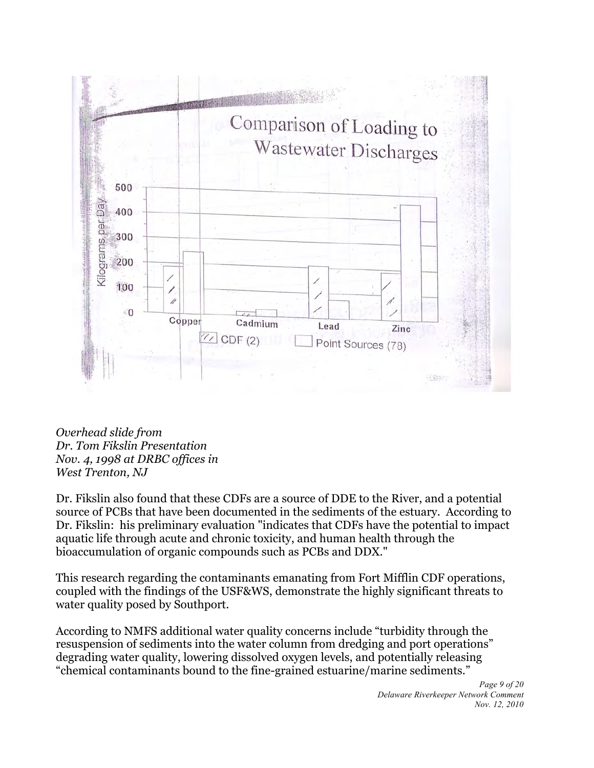Comparison of Loading to Wastewater Discharges

| | CDF (2) | Point Sources (78) |
|---|---|---|
| Copper | ~190 | ~245 |
| Cadmium | ~10 | ~15 |
| Lead | ~185 | ~50 |
| Zinc | ~160 | ~430 |

Kilograms per Day

*Overhead slide from*
*Dr. Tom Fikslin Presentation*
*Nov. 4, 1998 at DRBC offices in*
*West Trenton, NJ*

Dr. Fikslin also found that these CDFs are a source of DDE to the River, and a potential source of PCBs that have been documented in the sediments of the estuary. According to Dr. Fikslin: his preliminary evaluation "indicates that CDFs have the potential to impact aquatic life through acute and chronic toxicity, and human health through the bioaccumulation of organic compounds such as PCBs and DDX."

This research regarding the contaminants emanating from Fort Mifflin CDF operations, coupled with the findings of the USF&WS, demonstrate the highly significant threats to water quality posed by Southport.

According to NMFS additional water quality concerns include "turbidity through the resuspension of sediments into the water column from dredging and port operations" degrading water quality, lowering dissolved oxygen levels, and potentially releasing "chemical contaminants bound to the fine-grained estuarine/marine sediments."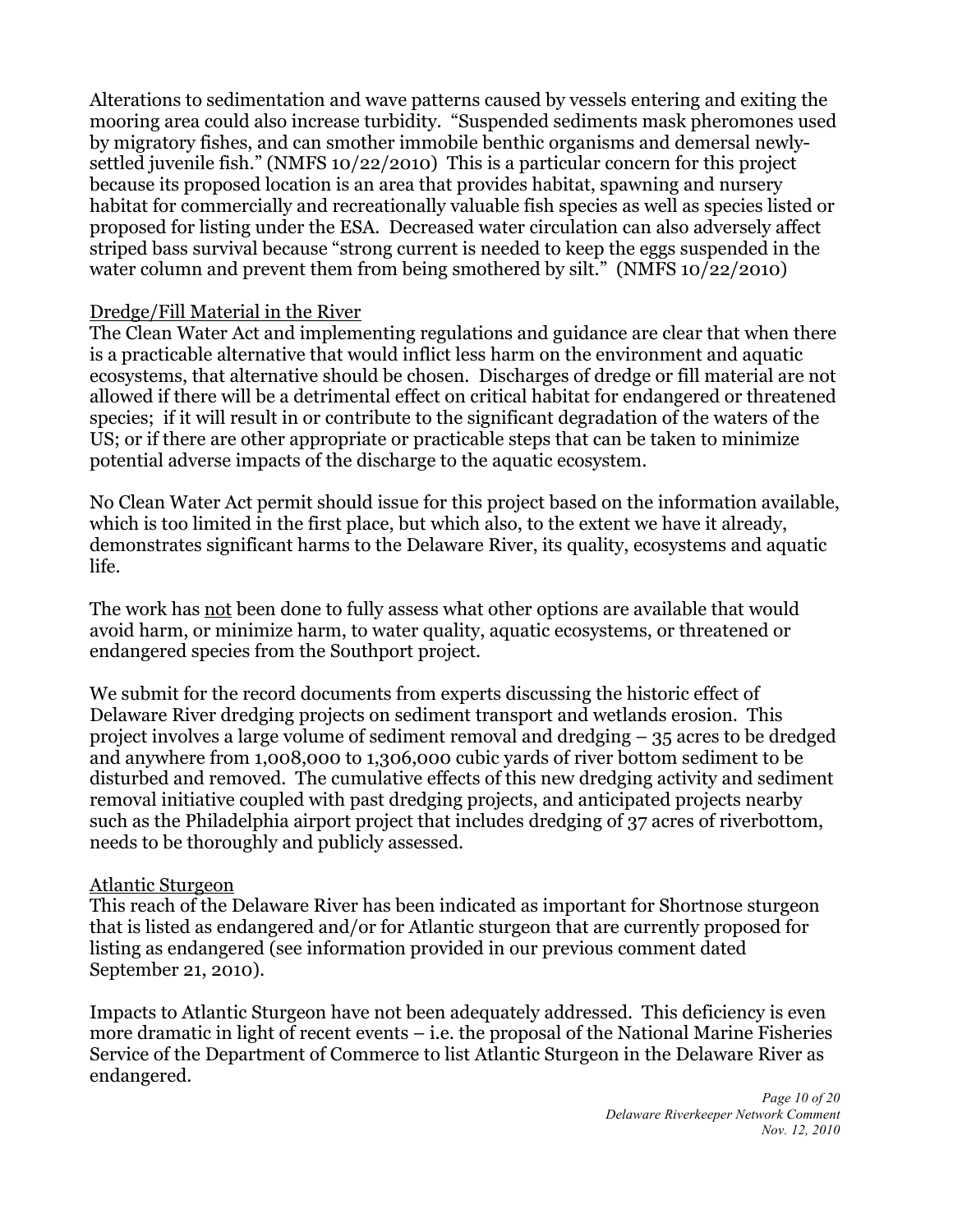Alterations to sedimentation and wave patterns caused by vessels entering and exiting the mooring area could also increase turbidity. "Suspended sediments mask pheromones used by migratory fishes, and can smother immobile benthic organisms and demersal newly-settled juvenile fish." (NMFS 10/22/2010) This is a particular concern for this project because its proposed location is an area that provides habitat, spawning and nursery habitat for commercially and recreationally valuable fish species as well as species listed or proposed for listing under the ESA. Decreased water circulation can also adversely affect striped bass survival because "strong current is needed to keep the eggs suspended in the water column and prevent them from being smothered by silt." (NMFS 10/22/2010)

Dredge/Fill Material in the River

The Clean Water Act and implementing regulations and guidance are clear that when there is a practicable alternative that would inflict less harm on the environment and aquatic ecosystems, that alternative should be chosen. Discharges of dredge or fill material are not allowed if there will be a detrimental effect on critical habitat for endangered or threatened species; if it will result in or contribute to the significant degradation of the waters of the US; or if there are other appropriate or practicable steps that can be taken to minimize potential adverse impacts of the discharge to the aquatic ecosystem.

No Clean Water Act permit should issue for this project based on the information available, which is too limited in the first place, but which also, to the extent we have it already, demonstrates significant harms to the Delaware River, its quality, ecosystems and aquatic life.

The work has not been done to fully assess what other options are available that would avoid harm, or minimize harm, to water quality, aquatic ecosystems, or threatened or endangered species from the Southport project.

We submit for the record documents from experts discussing the historic effect of Delaware River dredging projects on sediment transport and wetlands erosion. This project involves a large volume of sediment removal and dredging – 35 acres to be dredged and anywhere from 1,008,000 to 1,306,000 cubic yards of river bottom sediment to be disturbed and removed. The cumulative effects of this new dredging activity and sediment removal initiative coupled with past dredging projects, and anticipated projects nearby such as the Philadelphia airport project that includes dredging of 37 acres of riverbottom, needs to be thoroughly and publicly assessed.

Atlantic Sturgeon

This reach of the Delaware River has been indicated as important for Shortnose sturgeon that is listed as endangered and/or for Atlantic sturgeon that are currently proposed for listing as endangered (see information provided in our previous comment dated September 21, 2010).

Impacts to Atlantic Sturgeon have not been adequately addressed. This deficiency is even more dramatic in light of recent events – i.e. the proposal of the National Marine Fisheries Service of the Department of Commerce to list Atlantic Sturgeon in the Delaware River as endangered.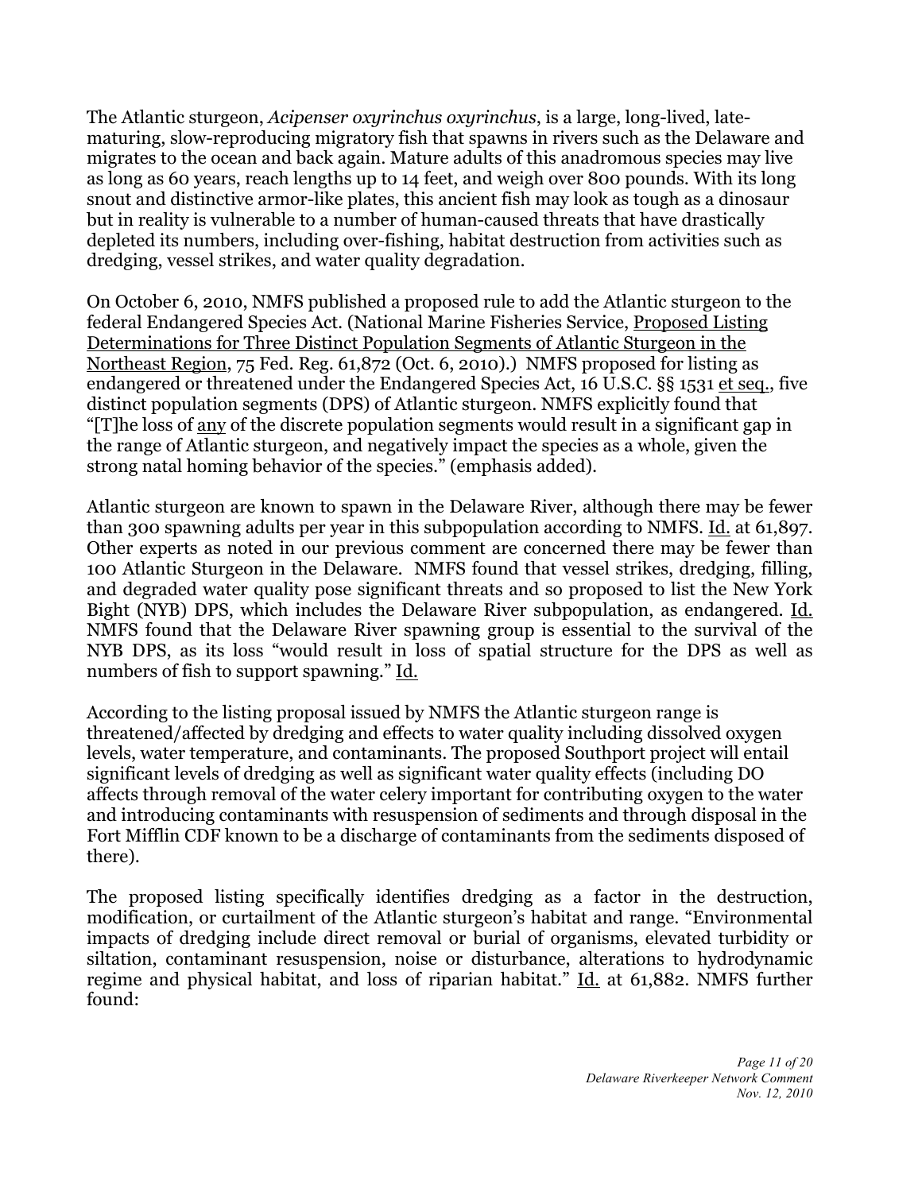The Atlantic sturgeon, *Acipenser oxyrinchus oxyrinchus*, is a large, long-lived, late-maturing, slow-reproducing migratory fish that spawns in rivers such as the Delaware and migrates to the ocean and back again. Mature adults of this anadromous species may live as long as 60 years, reach lengths up to 14 feet, and weigh over 800 pounds. With its long snout and distinctive armor-like plates, this ancient fish may look as tough as a dinosaur but in reality is vulnerable to a number of human-caused threats that have drastically depleted its numbers, including over-fishing, habitat destruction from activities such as dredging, vessel strikes, and water quality degradation.

On October 6, 2010, NMFS published a proposed rule to add the Atlantic sturgeon to the federal Endangered Species Act. (National Marine Fisheries Service, <u>Proposed Listing Determinations for Three Distinct Population Segments of Atlantic Sturgeon in the Northeast Region</u>, 75 Fed. Reg. 61,872 (Oct. 6, 2010).) NMFS proposed for listing as endangered or threatened under the Endangered Species Act, 16 U.S.C. §§ 1531 <u>et seq.</u>, five distinct population segments (DPS) of Atlantic sturgeon. NMFS explicitly found that "[T]he loss of <u>any</u> of the discrete population segments would result in a significant gap in the range of Atlantic sturgeon, and negatively impact the species as a whole, given the strong natal homing behavior of the species." (emphasis added).

Atlantic sturgeon are known to spawn in the Delaware River, although there may be fewer than 300 spawning adults per year in this subpopulation according to NMFS. <u>Id.</u> at 61,897. Other experts as noted in our previous comment are concerned there may be fewer than 100 Atlantic Sturgeon in the Delaware. NMFS found that vessel strikes, dredging, filling, and degraded water quality pose significant threats and so proposed to list the New York Bight (NYB) DPS, which includes the Delaware River subpopulation, as endangered. <u>Id.</u> NMFS found that the Delaware River spawning group is essential to the survival of the NYB DPS, as its loss "would result in loss of spatial structure for the DPS as well as numbers of fish to support spawning." <u>Id.</u>

According to the listing proposal issued by NMFS the Atlantic sturgeon range is threatened/affected by dredging and effects to water quality including dissolved oxygen levels, water temperature, and contaminants. The proposed Southport project will entail significant levels of dredging as well as significant water quality effects (including DO affects through removal of the water celery important for contributing oxygen to the water and introducing contaminants with resuspension of sediments and through disposal in the Fort Mifflin CDF known to be a discharge of contaminants from the sediments disposed of there).

The proposed listing specifically identifies dredging as a factor in the destruction, modification, or curtailment of the Atlantic sturgeon's habitat and range. "Environmental impacts of dredging include direct removal or burial of organisms, elevated turbidity or siltation, contaminant resuspension, noise or disturbance, alterations to hydrodynamic regime and physical habitat, and loss of riparian habitat." <u>Id.</u> at 61,882. NMFS further found: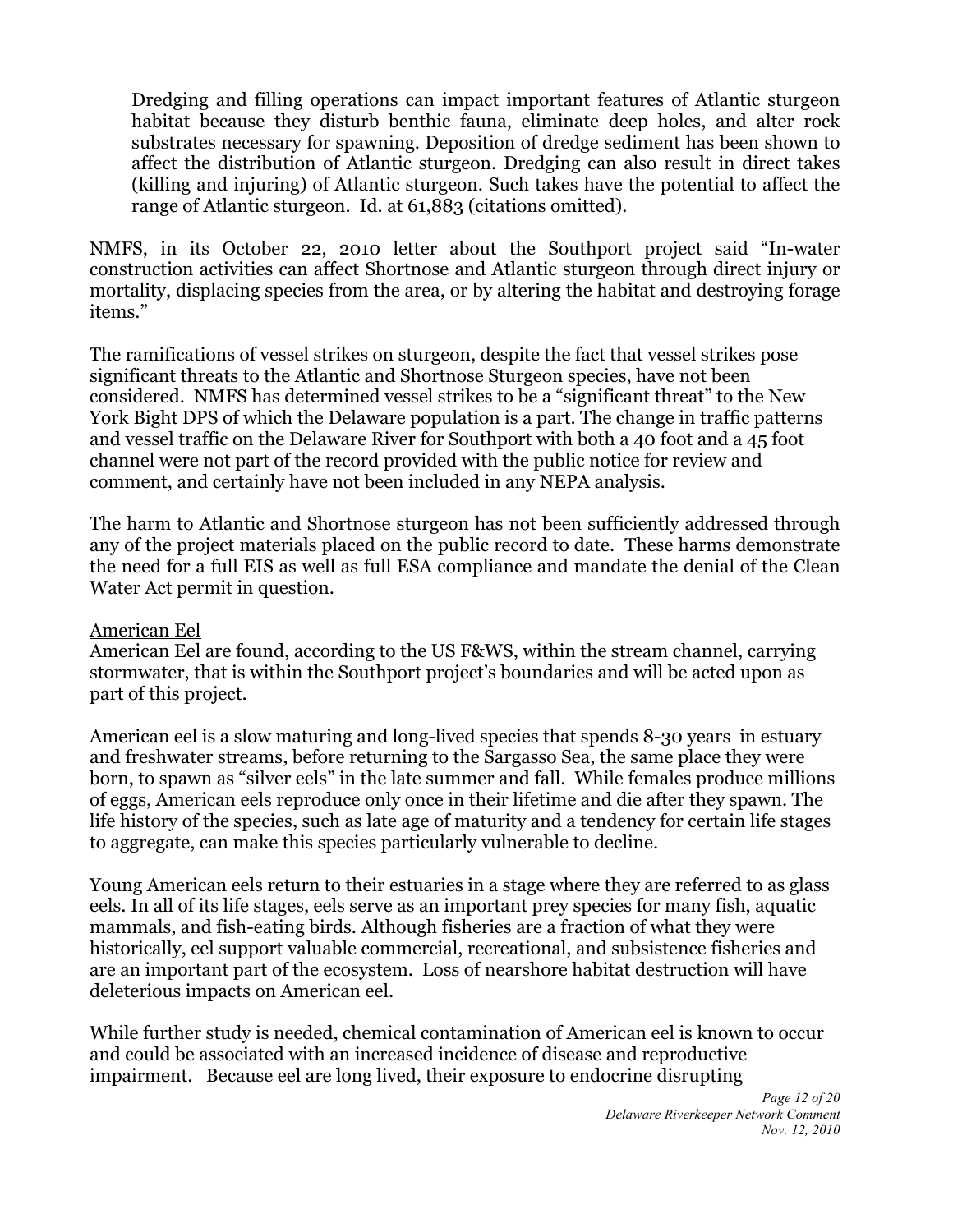> Dredging and filling operations can impact important features of Atlantic sturgeon habitat because they disturb benthic fauna, eliminate deep holes, and alter rock substrates necessary for spawning. Deposition of dredge sediment has been shown to affect the distribution of Atlantic sturgeon. Dredging can also result in direct takes (killing and injuring) of Atlantic sturgeon. Such takes have the potential to affect the range of Atlantic sturgeon. Id. at 61,883 (citations omitted).

NMFS, in its October 22, 2010 letter about the Southport project said "In-water construction activities can affect Shortnose and Atlantic sturgeon through direct injury or mortality, displacing species from the area, or by altering the habitat and destroying forage items."

The ramifications of vessel strikes on sturgeon, despite the fact that vessel strikes pose significant threats to the Atlantic and Shortnose Sturgeon species, have not been considered. NMFS has determined vessel strikes to be a "significant threat" to the New York Bight DPS of which the Delaware population is a part. The change in traffic patterns and vessel traffic on the Delaware River for Southport with both a 40 foot and a 45 foot channel were not part of the record provided with the public notice for review and comment, and certainly have not been included in any NEPA analysis.

The harm to Atlantic and Shortnose sturgeon has not been sufficiently addressed through any of the project materials placed on the public record to date. These harms demonstrate the need for a full EIS as well as full ESA compliance and mandate the denial of the Clean Water Act permit in question.

American Eel

American Eel are found, according to the US F&WS, within the stream channel, carrying stormwater, that is within the Southport project's boundaries and will be acted upon as part of this project.

American eel is a slow maturing and long-lived species that spends 8-30 years in estuary and freshwater streams, before returning to the Sargasso Sea, the same place they were born, to spawn as "silver eels" in the late summer and fall. While females produce millions of eggs, American eels reproduce only once in their lifetime and die after they spawn. The life history of the species, such as late age of maturity and a tendency for certain life stages to aggregate, can make this species particularly vulnerable to decline.

Young American eels return to their estuaries in a stage where they are referred to as glass eels. In all of its life stages, eels serve as an important prey species for many fish, aquatic mammals, and fish-eating birds. Although fisheries are a fraction of what they were historically, eel support valuable commercial, recreational, and subsistence fisheries and are an important part of the ecosystem. Loss of nearshore habitat destruction will have deleterious impacts on American eel.

While further study is needed, chemical contamination of American eel is known to occur and could be associated with an increased incidence of disease and reproductive impairment. Because eel are long lived, their exposure to endocrine disrupting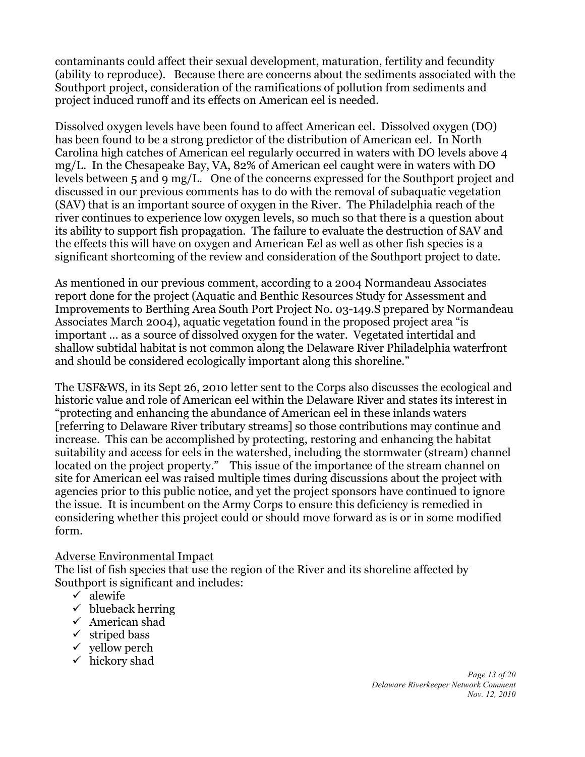contaminants could affect their sexual development, maturation, fertility and fecundity (ability to reproduce). Because there are concerns about the sediments associated with the Southport project, consideration of the ramifications of pollution from sediments and project induced runoff and its effects on American eel is needed.

Dissolved oxygen levels have been found to affect American eel. Dissolved oxygen (DO) has been found to be a strong predictor of the distribution of American eel. In North Carolina high catches of American eel regularly occurred in waters with DO levels above 4 mg/L. In the Chesapeake Bay, VA, 82% of American eel caught were in waters with DO levels between 5 and 9 mg/L. One of the concerns expressed for the Southport project and discussed in our previous comments has to do with the removal of subaquatic vegetation (SAV) that is an important source of oxygen in the River. The Philadelphia reach of the river continues to experience low oxygen levels, so much so that there is a question about its ability to support fish propagation. The failure to evaluate the destruction of SAV and the effects this will have on oxygen and American Eel as well as other fish species is a significant shortcoming of the review and consideration of the Southport project to date.

As mentioned in our previous comment, according to a 2004 Normandeau Associates report done for the project (Aquatic and Benthic Resources Study for Assessment and Improvements to Berthing Area South Port Project No. 03-149.S prepared by Normandeau Associates March 2004), aquatic vegetation found in the proposed project area "is important … as a source of dissolved oxygen for the water. Vegetated intertidal and shallow subtidal habitat is not common along the Delaware River Philadelphia waterfront and should be considered ecologically important along this shoreline."

The USF&WS, in its Sept 26, 2010 letter sent to the Corps also discusses the ecological and historic value and role of American eel within the Delaware River and states its interest in "protecting and enhancing the abundance of American eel in these inlands waters [referring to Delaware River tributary streams] so those contributions may continue and increase. This can be accomplished by protecting, restoring and enhancing the habitat suitability and access for eels in the watershed, including the stormwater (stream) channel located on the project property." This issue of the importance of the stream channel on site for American eel was raised multiple times during discussions about the project with agencies prior to this public notice, and yet the project sponsors have continued to ignore the issue. It is incumbent on the Army Corps to ensure this deficiency is remedied in considering whether this project could or should move forward as is or in some modified form.

<u>Adverse Environmental Impact</u>

The list of fish species that use the region of the River and its shoreline affected by Southport is significant and includes:

- ✓ alewife
- ✓ blueback herring
- ✓ American shad
- ✓ striped bass
- ✓ yellow perch
- ✓ hickory shad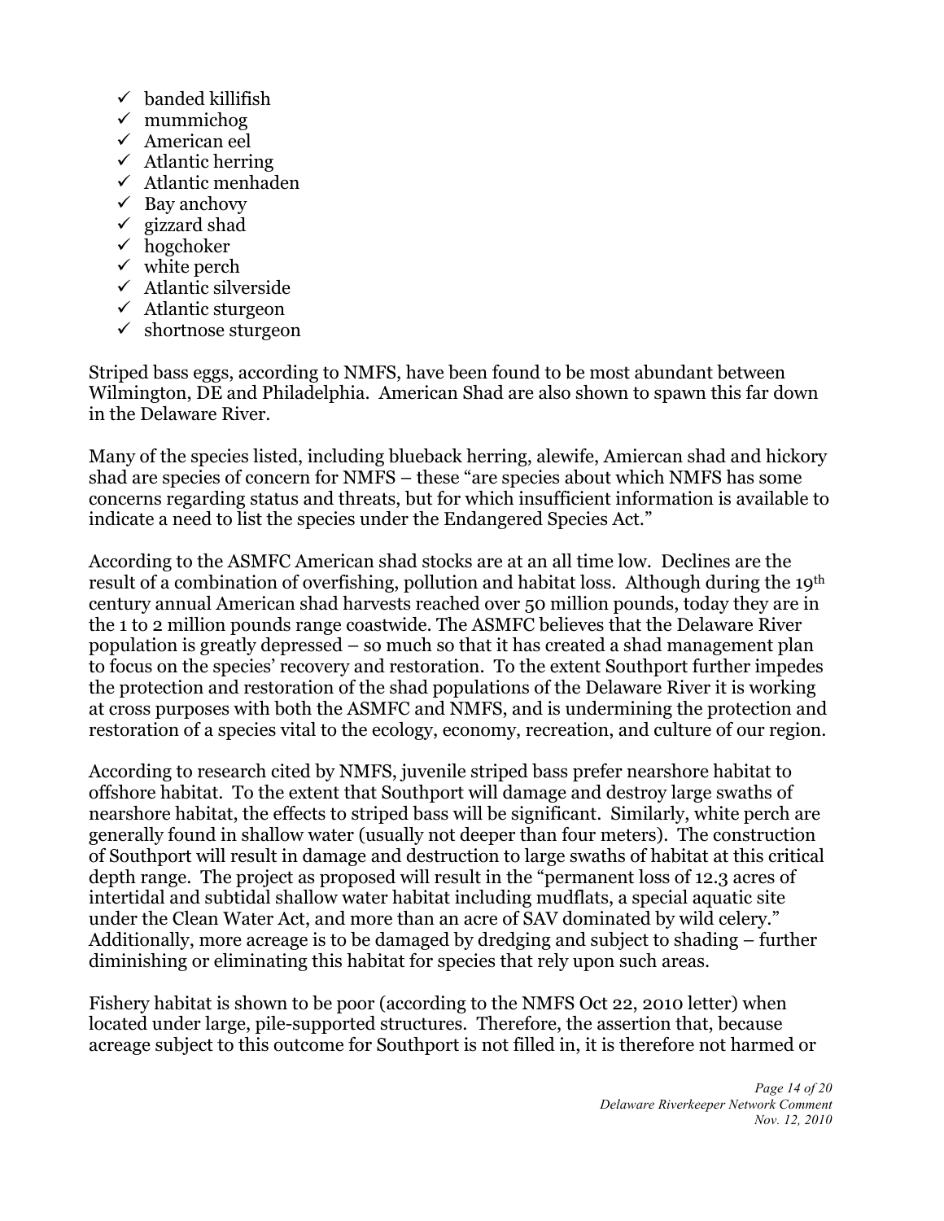- ✓ banded killifish
- ✓ mummichog
- ✓ American eel
- ✓ Atlantic herring
- ✓ Atlantic menhaden
- ✓ Bay anchovy
- ✓ gizzard shad
- ✓ hogchoker
- ✓ white perch
- ✓ Atlantic silverside
- ✓ Atlantic sturgeon
- ✓ shortnose sturgeon

Striped bass eggs, according to NMFS, have been found to be most abundant between Wilmington, DE and Philadelphia. American Shad are also shown to spawn this far down in the Delaware River.

Many of the species listed, including blueback herring, alewife, Amiercan shad and hickory shad are species of concern for NMFS – these "are species about which NMFS has some concerns regarding status and threats, but for which insufficient information is available to indicate a need to list the species under the Endangered Species Act."

According to the ASMFC American shad stocks are at an all time low. Declines are the result of a combination of overfishing, pollution and habitat loss. Although during the 19th century annual American shad harvests reached over 50 million pounds, today they are in the 1 to 2 million pounds range coastwide. The ASMFC believes that the Delaware River population is greatly depressed – so much so that it has created a shad management plan to focus on the species' recovery and restoration. To the extent Southport further impedes the protection and restoration of the shad populations of the Delaware River it is working at cross purposes with both the ASMFC and NMFS, and is undermining the protection and restoration of a species vital to the ecology, economy, recreation, and culture of our region.

According to research cited by NMFS, juvenile striped bass prefer nearshore habitat to offshore habitat. To the extent that Southport will damage and destroy large swaths of nearshore habitat, the effects to striped bass will be significant. Similarly, white perch are generally found in shallow water (usually not deeper than four meters). The construction of Southport will result in damage and destruction to large swaths of habitat at this critical depth range. The project as proposed will result in the "permanent loss of 12.3 acres of intertidal and subtidal shallow water habitat including mudflats, a special aquatic site under the Clean Water Act, and more than an acre of SAV dominated by wild celery." Additionally, more acreage is to be damaged by dredging and subject to shading – further diminishing or eliminating this habitat for species that rely upon such areas.

Fishery habitat is shown to be poor (according to the NMFS Oct 22, 2010 letter) when located under large, pile-supported structures. Therefore, the assertion that, because acreage subject to this outcome for Southport is not filled in, it is therefore not harmed or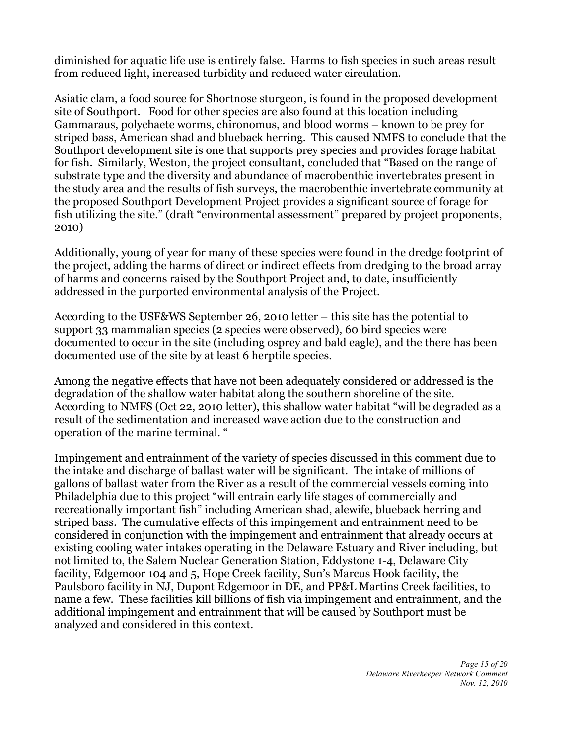diminished for aquatic life use is entirely false. Harms to fish species in such areas result from reduced light, increased turbidity and reduced water circulation.

Asiatic clam, a food source for Shortnose sturgeon, is found in the proposed development site of Southport. Food for other species are also found at this location including Gammaraus, polychaete worms, chironomus, and blood worms – known to be prey for striped bass, American shad and blueback herring. This caused NMFS to conclude that the Southport development site is one that supports prey species and provides forage habitat for fish. Similarly, Weston, the project consultant, concluded that "Based on the range of substrate type and the diversity and abundance of macrobenthic invertebrates present in the study area and the results of fish surveys, the macrobenthic invertebrate community at the proposed Southport Development Project provides a significant source of forage for fish utilizing the site." (draft "environmental assessment" prepared by project proponents, 2010)

Additionally, young of year for many of these species were found in the dredge footprint of the project, adding the harms of direct or indirect effects from dredging to the broad array of harms and concerns raised by the Southport Project and, to date, insufficiently addressed in the purported environmental analysis of the Project.

According to the USF&WS September 26, 2010 letter – this site has the potential to support 33 mammalian species (2 species were observed), 60 bird species were documented to occur in the site (including osprey and bald eagle), and the there has been documented use of the site by at least 6 herptile species.

Among the negative effects that have not been adequately considered or addressed is the degradation of the shallow water habitat along the southern shoreline of the site. According to NMFS (Oct 22, 2010 letter), this shallow water habitat "will be degraded as a result of the sedimentation and increased wave action due to the construction and operation of the marine terminal. "

Impingement and entrainment of the variety of species discussed in this comment due to the intake and discharge of ballast water will be significant. The intake of millions of gallons of ballast water from the River as a result of the commercial vessels coming into Philadelphia due to this project "will entrain early life stages of commercially and recreationally important fish" including American shad, alewife, blueback herring and striped bass. The cumulative effects of this impingement and entrainment need to be considered in conjunction with the impingement and entrainment that already occurs at existing cooling water intakes operating in the Delaware Estuary and River including, but not limited to, the Salem Nuclear Generation Station, Eddystone 1-4, Delaware City facility, Edgemoor 104 and 5, Hope Creek facility, Sun's Marcus Hook facility, the Paulsboro facility in NJ, Dupont Edgemoor in DE, and PP&L Martins Creek facilities, to name a few. These facilities kill billions of fish via impingement and entrainment, and the additional impingement and entrainment that will be caused by Southport must be analyzed and considered in this context.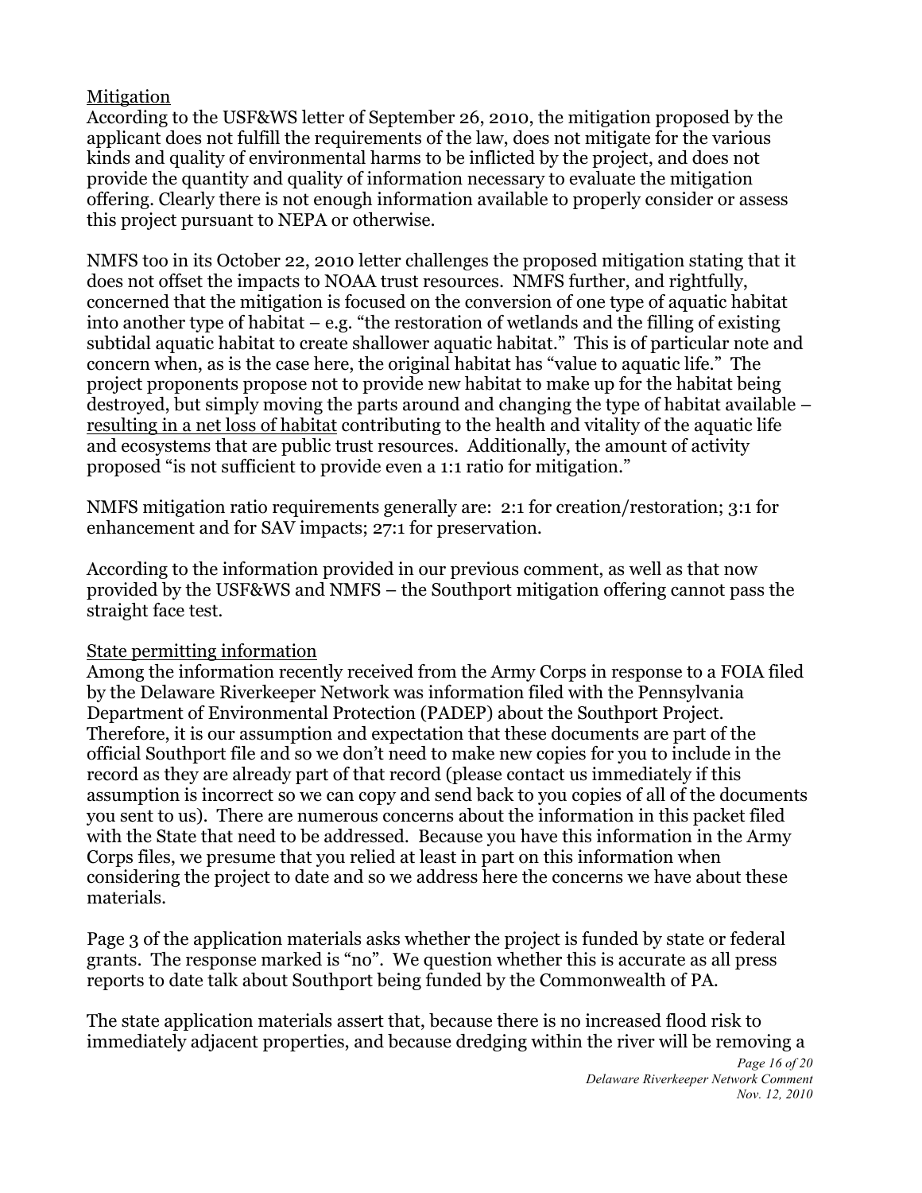<u>Mitigation</u>

According to the USF&WS letter of September 26, 2010, the mitigation proposed by the applicant does not fulfill the requirements of the law, does not mitigate for the various kinds and quality of environmental harms to be inflicted by the project, and does not provide the quantity and quality of information necessary to evaluate the mitigation offering. Clearly there is not enough information available to properly consider or assess this project pursuant to NEPA or otherwise.

NMFS too in its October 22, 2010 letter challenges the proposed mitigation stating that it does not offset the impacts to NOAA trust resources. NMFS further, and rightfully, concerned that the mitigation is focused on the conversion of one type of aquatic habitat into another type of habitat – e.g. "the restoration of wetlands and the filling of existing subtidal aquatic habitat to create shallower aquatic habitat." This is of particular note and concern when, as is the case here, the original habitat has "value to aquatic life." The project proponents propose not to provide new habitat to make up for the habitat being destroyed, but simply moving the parts around and changing the type of habitat available – <u>resulting in a net loss of habitat</u> contributing to the health and vitality of the aquatic life and ecosystems that are public trust resources. Additionally, the amount of activity proposed "is not sufficient to provide even a 1:1 ratio for mitigation."

NMFS mitigation ratio requirements generally are: 2:1 for creation/restoration; 3:1 for enhancement and for SAV impacts; 27:1 for preservation.

According to the information provided in our previous comment, as well as that now provided by the USF&WS and NMFS – the Southport mitigation offering cannot pass the straight face test.

<u>State permitting information</u>

Among the information recently received from the Army Corps in response to a FOIA filed by the Delaware Riverkeeper Network was information filed with the Pennsylvania Department of Environmental Protection (PADEP) about the Southport Project. Therefore, it is our assumption and expectation that these documents are part of the official Southport file and so we don't need to make new copies for you to include in the record as they are already part of that record (please contact us immediately if this assumption is incorrect so we can copy and send back to you copies of all of the documents you sent to us). There are numerous concerns about the information in this packet filed with the State that need to be addressed. Because you have this information in the Army Corps files, we presume that you relied at least in part on this information when considering the project to date and so we address here the concerns we have about these materials.

Page 3 of the application materials asks whether the project is funded by state or federal grants. The response marked is "no". We question whether this is accurate as all press reports to date talk about Southport being funded by the Commonwealth of PA.

The state application materials assert that, because there is no increased flood risk to immediately adjacent properties, and because dredging within the river will be removing a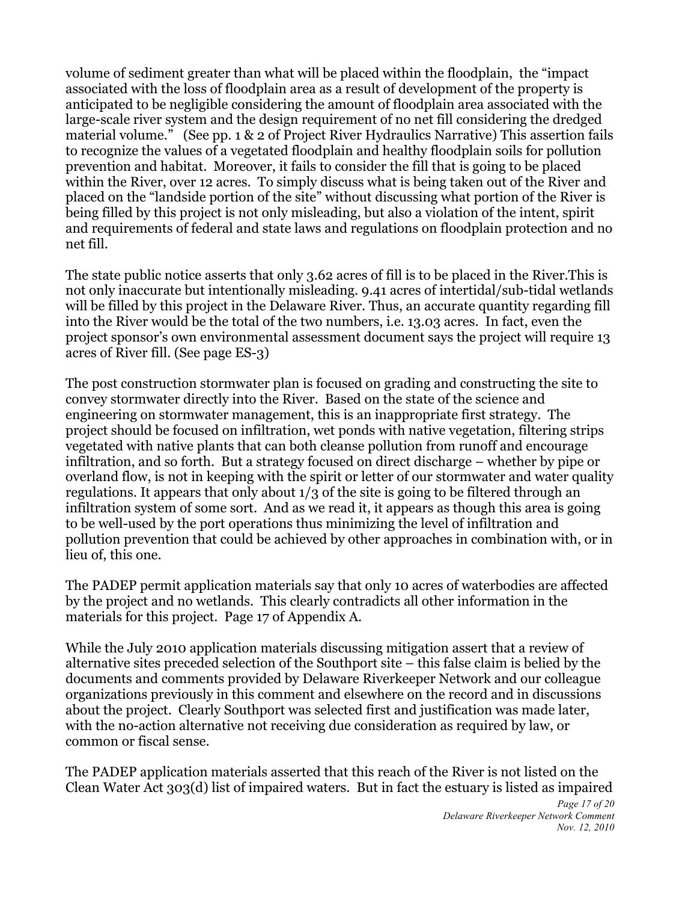volume of sediment greater than what will be placed within the floodplain, the "impact associated with the loss of floodplain area as a result of development of the property is anticipated to be negligible considering the amount of floodplain area associated with the large-scale river system and the design requirement of no net fill considering the dredged material volume." (See pp. 1 & 2 of Project River Hydraulics Narrative) This assertion fails to recognize the values of a vegetated floodplain and healthy floodplain soils for pollution prevention and habitat. Moreover, it fails to consider the fill that is going to be placed within the River, over 12 acres. To simply discuss what is being taken out of the River and placed on the "landside portion of the site" without discussing what portion of the River is being filled by this project is not only misleading, but also a violation of the intent, spirit and requirements of federal and state laws and regulations on floodplain protection and no net fill.

The state public notice asserts that only 3.62 acres of fill is to be placed in the River.This is not only inaccurate but intentionally misleading. 9.41 acres of intertidal/sub-tidal wetlands will be filled by this project in the Delaware River. Thus, an accurate quantity regarding fill into the River would be the total of the two numbers, i.e. 13.03 acres. In fact, even the project sponsor's own environmental assessment document says the project will require 13 acres of River fill. (See page ES-3)

The post construction stormwater plan is focused on grading and constructing the site to convey stormwater directly into the River. Based on the state of the science and engineering on stormwater management, this is an inappropriate first strategy. The project should be focused on infiltration, wet ponds with native vegetation, filtering strips vegetated with native plants that can both cleanse pollution from runoff and encourage infiltration, and so forth. But a strategy focused on direct discharge – whether by pipe or overland flow, is not in keeping with the spirit or letter of our stormwater and water quality regulations. It appears that only about 1/3 of the site is going to be filtered through an infiltration system of some sort. And as we read it, it appears as though this area is going to be well-used by the port operations thus minimizing the level of infiltration and pollution prevention that could be achieved by other approaches in combination with, or in lieu of, this one.

The PADEP permit application materials say that only 10 acres of waterbodies are affected by the project and no wetlands. This clearly contradicts all other information in the materials for this project. Page 17 of Appendix A.

While the July 2010 application materials discussing mitigation assert that a review of alternative sites preceded selection of the Southport site – this false claim is belied by the documents and comments provided by Delaware Riverkeeper Network and our colleague organizations previously in this comment and elsewhere on the record and in discussions about the project. Clearly Southport was selected first and justification was made later, with the no-action alternative not receiving due consideration as required by law, or common or fiscal sense.

The PADEP application materials asserted that this reach of the River is not listed on the Clean Water Act 303(d) list of impaired waters. But in fact the estuary is listed as impaired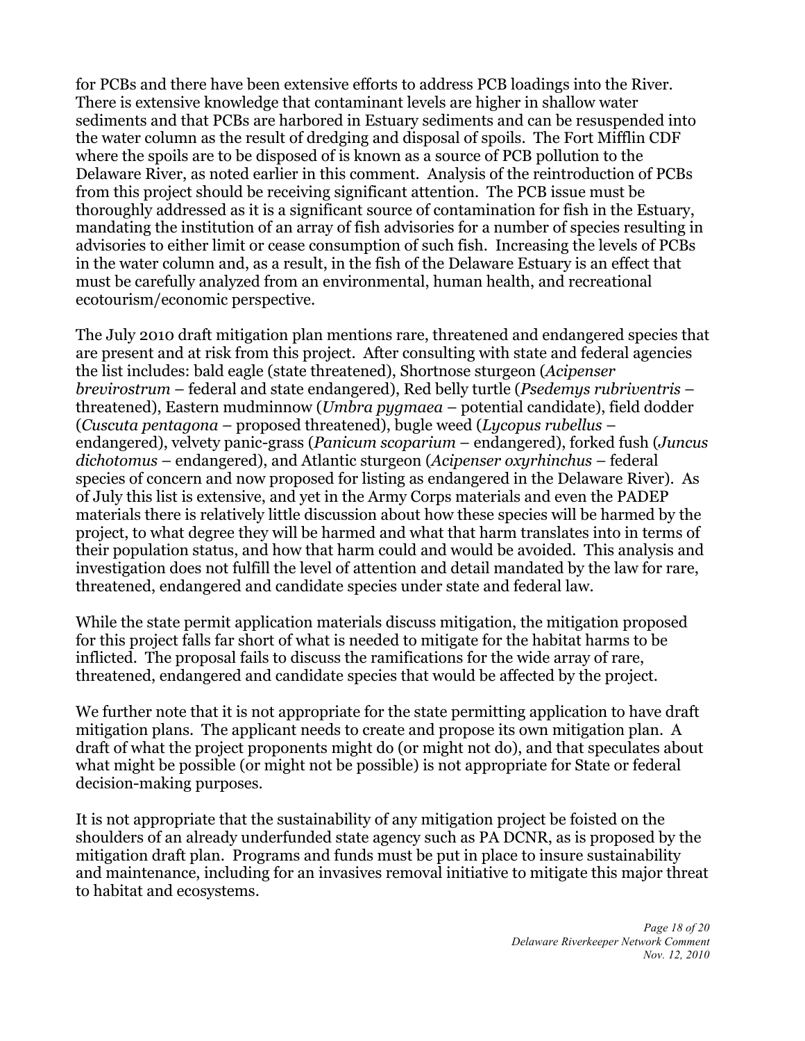for PCBs and there have been extensive efforts to address PCB loadings into the River. There is extensive knowledge that contaminant levels are higher in shallow water sediments and that PCBs are harbored in Estuary sediments and can be resuspended into the water column as the result of dredging and disposal of spoils. The Fort Mifflin CDF where the spoils are to be disposed of is known as a source of PCB pollution to the Delaware River, as noted earlier in this comment. Analysis of the reintroduction of PCBs from this project should be receiving significant attention. The PCB issue must be thoroughly addressed as it is a significant source of contamination for fish in the Estuary, mandating the institution of an array of fish advisories for a number of species resulting in advisories to either limit or cease consumption of such fish. Increasing the levels of PCBs in the water column and, as a result, in the fish of the Delaware Estuary is an effect that must be carefully analyzed from an environmental, human health, and recreational ecotourism/economic perspective.

The July 2010 draft mitigation plan mentions rare, threatened and endangered species that are present and at risk from this project. After consulting with state and federal agencies the list includes: bald eagle (state threatened), Shortnose sturgeon (*Acipenser brevirostrum* – federal and state endangered), Red belly turtle (*Psedemys rubriventris* – threatened), Eastern mudminnow (*Umbra pygmaea* – potential candidate), field dodder (*Cuscuta pentagona* – proposed threatened), bugle weed (*Lycopus rubellus* – endangered), velvety panic-grass (*Panicum scoparium* – endangered), forked fush (*Juncus dichotomus* – endangered), and Atlantic sturgeon (*Acipenser oxyrhinchus* – federal species of concern and now proposed for listing as endangered in the Delaware River). As of July this list is extensive, and yet in the Army Corps materials and even the PADEP materials there is relatively little discussion about how these species will be harmed by the project, to what degree they will be harmed and what that harm translates into in terms of their population status, and how that harm could and would be avoided. This analysis and investigation does not fulfill the level of attention and detail mandated by the law for rare, threatened, endangered and candidate species under state and federal law.

While the state permit application materials discuss mitigation, the mitigation proposed for this project falls far short of what is needed to mitigate for the habitat harms to be inflicted. The proposal fails to discuss the ramifications for the wide array of rare, threatened, endangered and candidate species that would be affected by the project.

We further note that it is not appropriate for the state permitting application to have draft mitigation plans. The applicant needs to create and propose its own mitigation plan. A draft of what the project proponents might do (or might not do), and that speculates about what might be possible (or might not be possible) is not appropriate for State or federal decision-making purposes.

It is not appropriate that the sustainability of any mitigation project be foisted on the shoulders of an already underfunded state agency such as PA DCNR, as is proposed by the mitigation draft plan. Programs and funds must be put in place to insure sustainability and maintenance, including for an invasives removal initiative to mitigate this major threat to habitat and ecosystems.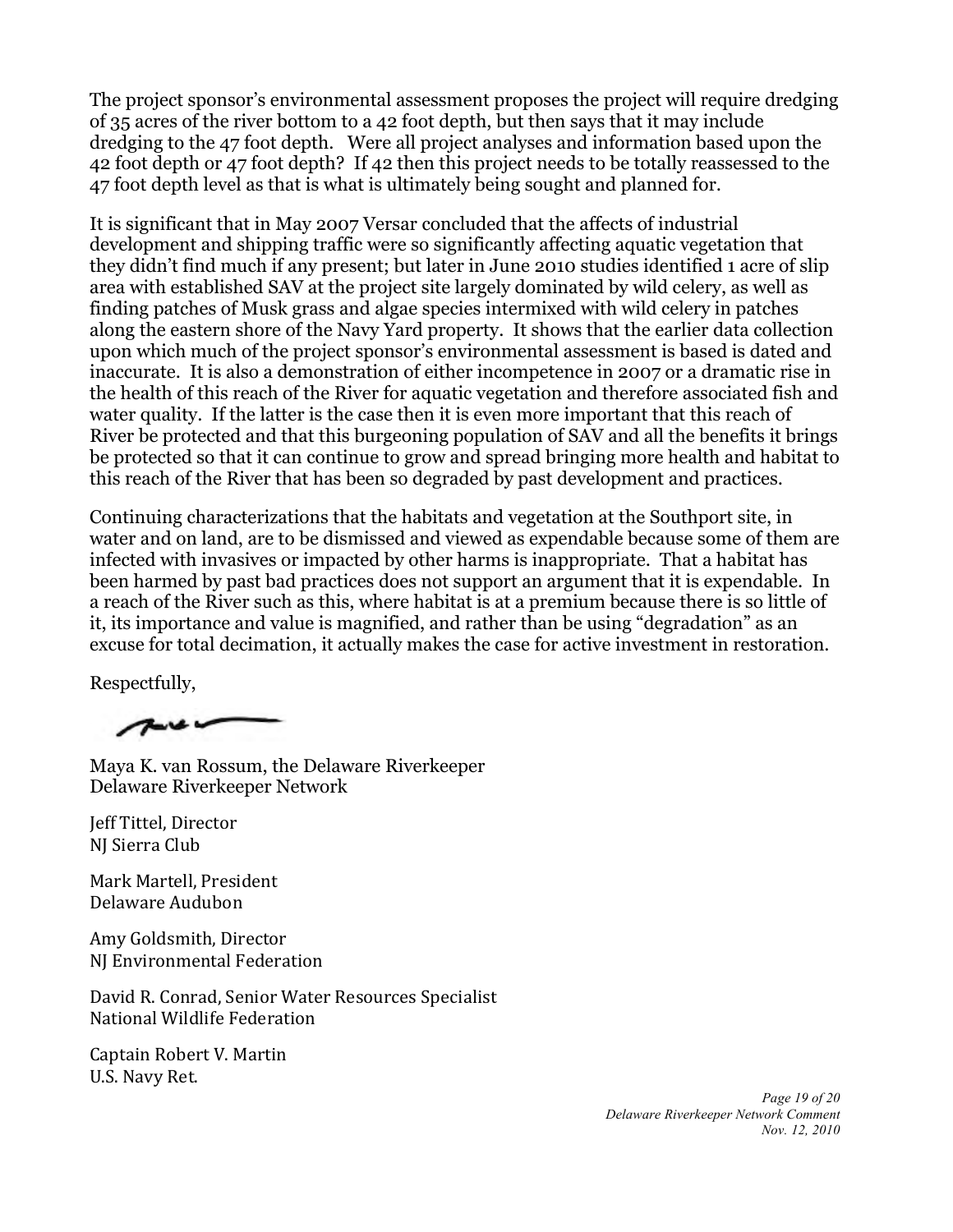The project sponsor's environmental assessment proposes the project will require dredging of 35 acres of the river bottom to a 42 foot depth, but then says that it may include dredging to the 47 foot depth. Were all project analyses and information based upon the 42 foot depth or 47 foot depth? If 42 then this project needs to be totally reassessed to the 47 foot depth level as that is what is ultimately being sought and planned for.

It is significant that in May 2007 Versar concluded that the affects of industrial development and shipping traffic were so significantly affecting aquatic vegetation that they didn't find much if any present; but later in June 2010 studies identified 1 acre of slip area with established SAV at the project site largely dominated by wild celery, as well as finding patches of Musk grass and algae species intermixed with wild celery in patches along the eastern shore of the Navy Yard property. It shows that the earlier data collection upon which much of the project sponsor's environmental assessment is based is dated and inaccurate. It is also a demonstration of either incompetence in 2007 or a dramatic rise in the health of this reach of the River for aquatic vegetation and therefore associated fish and water quality. If the latter is the case then it is even more important that this reach of River be protected and that this burgeoning population of SAV and all the benefits it brings be protected so that it can continue to grow and spread bringing more health and habitat to this reach of the River that has been so degraded by past development and practices.

Continuing characterizations that the habitats and vegetation at the Southport site, in water and on land, are to be dismissed and viewed as expendable because some of them are infected with invasives or impacted by other harms is inappropriate. That a habitat has been harmed by past bad practices does not support an argument that it is expendable. In a reach of the River such as this, where habitat is at a premium because there is so little of it, its importance and value is magnified, and rather than be using "degradation" as an excuse for total decimation, it actually makes the case for active investment in restoration.

Respectfully,

Maya K. van Rossum, the Delaware Riverkeeper
Delaware Riverkeeper Network

Jeff Tittel, Director
NJ Sierra Club

Mark Martell, President
Delaware Audubon

Amy Goldsmith, Director
NJ Environmental Federation

David R. Conrad, Senior Water Resources Specialist
National Wildlife Federation

Captain Robert V. Martin
U.S. Navy Ret.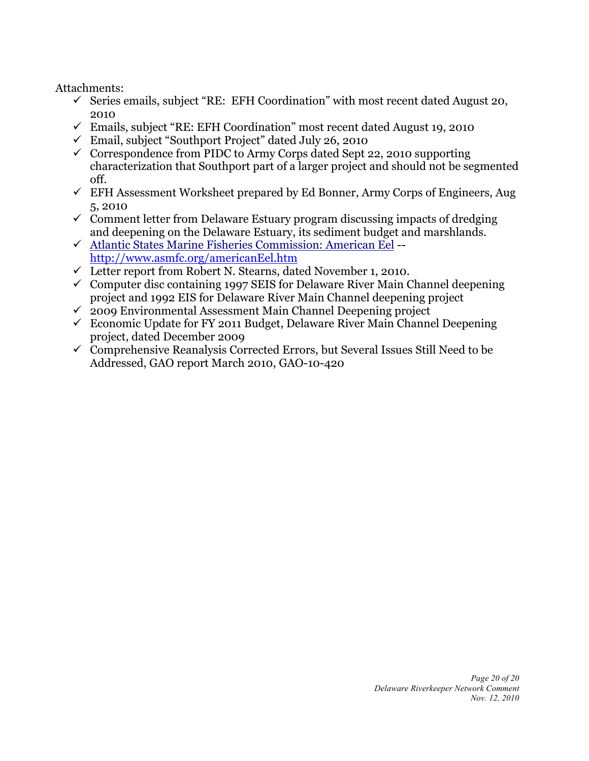Attachments:

- ✓ Series emails, subject "RE: EFH Coordination" with most recent dated August 20, 2010
- ✓ Emails, subject "RE: EFH Coordination" most recent dated August 19, 2010
- ✓ Email, subject "Southport Project" dated July 26, 2010
- ✓ Correspondence from PIDC to Army Corps dated Sept 22, 2010 supporting characterization that Southport part of a larger project and should not be segmented off.
- ✓ EFH Assessment Worksheet prepared by Ed Bonner, Army Corps of Engineers, Aug 5, 2010
- ✓ Comment letter from Delaware Estuary program discussing impacts of dredging and deepening on the Delaware Estuary, its sediment budget and marshlands.
- ✓ [Atlantic States Marine Fisheries Commission: American Eel](http://www.asmfc.org/americanEel.htm) -- http://www.asmfc.org/americanEel.htm
- ✓ Letter report from Robert N. Stearns, dated November 1, 2010.
- ✓ Computer disc containing 1997 SEIS for Delaware River Main Channel deepening project and 1992 EIS for Delaware River Main Channel deepening project
- ✓ 2009 Environmental Assessment Main Channel Deepening project
- ✓ Economic Update for FY 2011 Budget, Delaware River Main Channel Deepening project, dated December 2009
- ✓ Comprehensive Reanalysis Corrected Errors, but Several Issues Still Need to be Addressed, GAO report March 2010, GAO-10-420